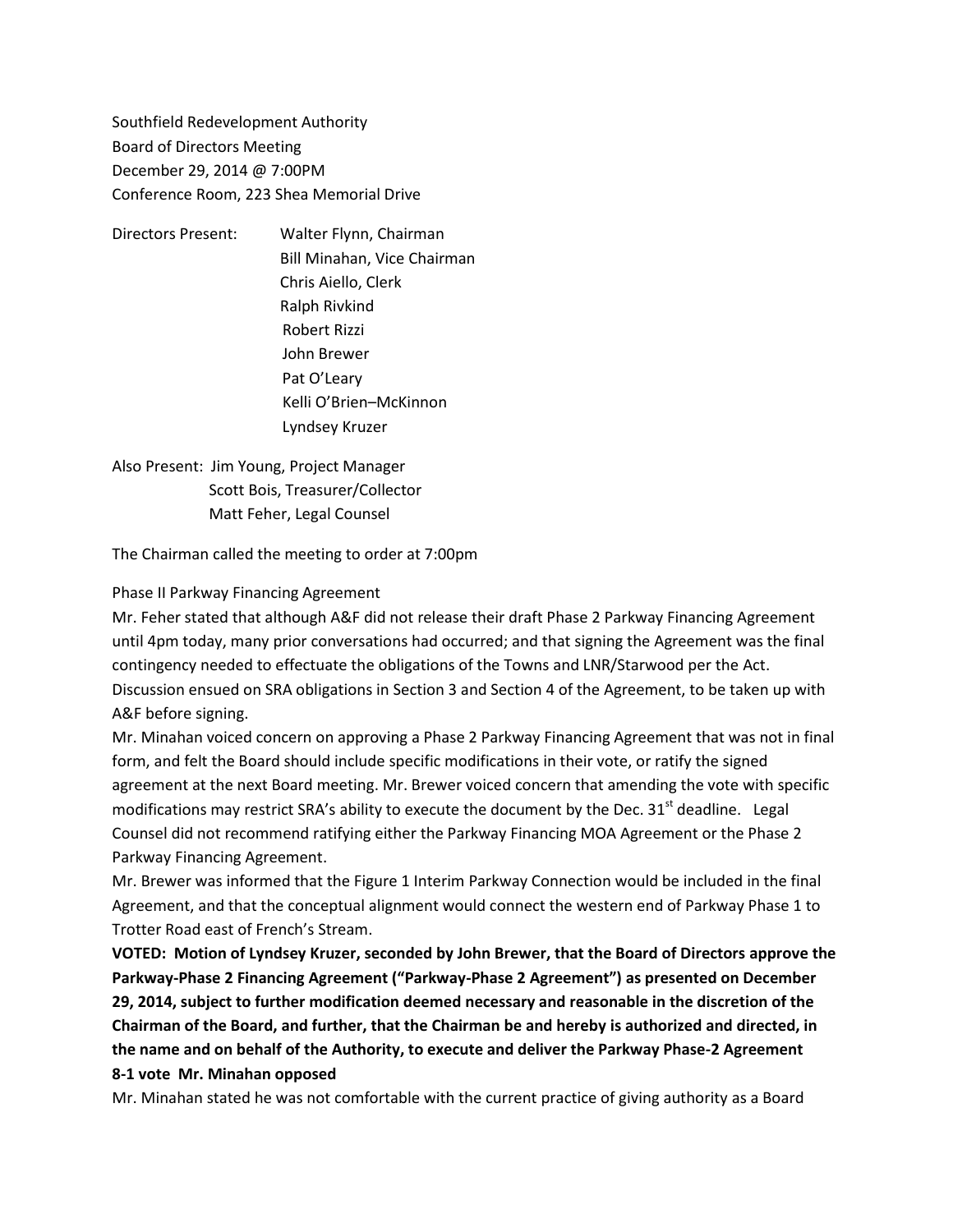Southfield Redevelopment Authority
Board of Directors Meeting
December 29, 2014 @ 7:00PM
Conference Room, 223 Shea Memorial Drive

Directors Present:
- Walter Flynn, Chairman
- Bill Minahan, Vice Chairman
- Chris Aiello, Clerk
- Ralph Rivkind
- Robert Rizzi
- John Brewer
- Pat O'Leary
- Kelli O'Brien–McKinnon
- Lyndsey Kruzer

Also Present:
- Jim Young, Project Manager
- Scott Bois, Treasurer/Collector
- Matt Feher, Legal Counsel

The Chairman called the meeting to order at 7:00pm

Phase II Parkway Financing Agreement

Mr. Feher stated that although A&F did not release their draft Phase 2 Parkway Financing Agreement until 4pm today, many prior conversations had occurred; and that signing the Agreement was the final contingency needed to effectuate the obligations of the Towns and LNR/Starwood per the Act. Discussion ensued on SRA obligations in Section 3 and Section 4 of the Agreement, to be taken up with A&F before signing.

Mr. Minahan voiced concern on approving a Phase 2 Parkway Financing Agreement that was not in final form, and felt the Board should include specific modifications in their vote, or ratify the signed agreement at the next Board meeting. Mr. Brewer voiced concern that amending the vote with specific modifications may restrict SRA's ability to execute the document by the Dec. 31st deadline. Legal Counsel did not recommend ratifying either the Parkway Financing MOA Agreement or the Phase 2 Parkway Financing Agreement.

Mr. Brewer was informed that the Figure 1 Interim Parkway Connection would be included in the final Agreement, and that the conceptual alignment would connect the western end of Parkway Phase 1 to Trotter Road east of French's Stream.

**VOTED: Motion of Lyndsey Kruzer, seconded by John Brewer, that the Board of Directors approve the Parkway-Phase 2 Financing Agreement ("Parkway-Phase 2 Agreement") as presented on December 29, 2014, subject to further modification deemed necessary and reasonable in the discretion of the Chairman of the Board, and further, that the Chairman be and hereby is authorized and directed, in the name and on behalf of the Authority, to execute and deliver the Parkway Phase-2 Agreement**
**8-1 vote Mr. Minahan opposed**

Mr. Minahan stated he was not comfortable with the current practice of giving authority as a Board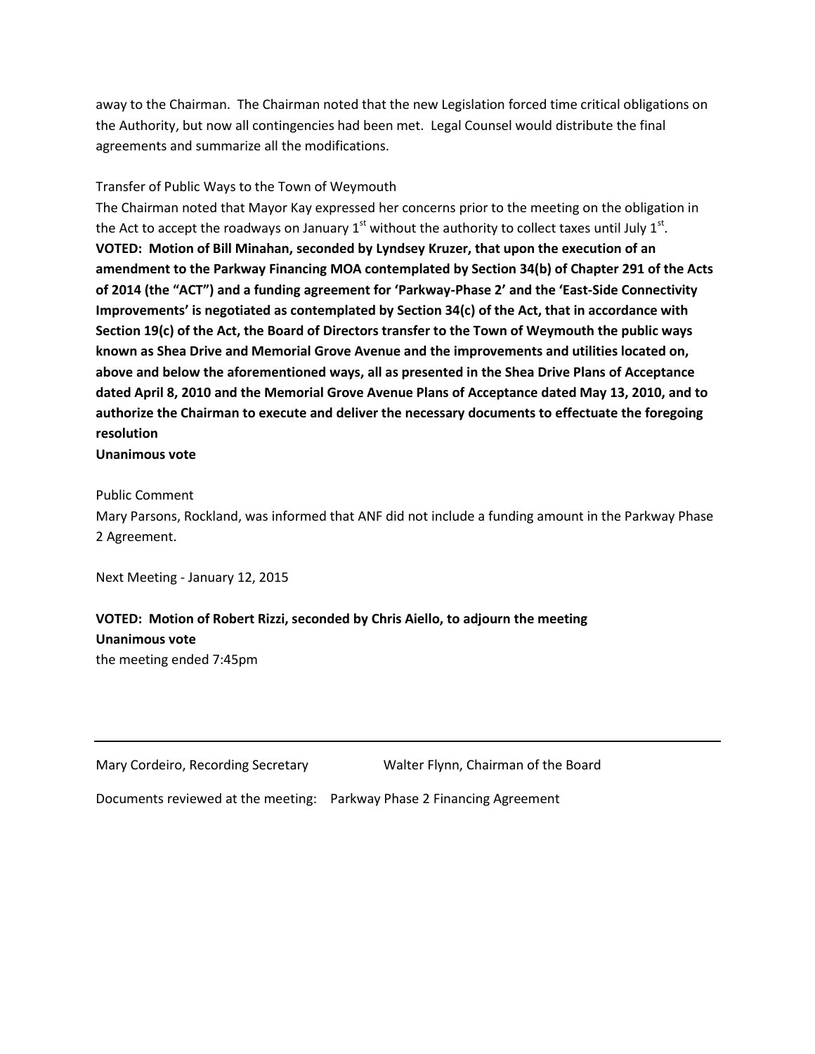away to the Chairman. The Chairman noted that the new Legislation forced time critical obligations on the Authority, but now all contingencies had been met. Legal Counsel would distribute the final agreements and summarize all the modifications.

Transfer of Public Ways to the Town of Weymouth

The Chairman noted that Mayor Kay expressed her concerns prior to the meeting on the obligation in the Act to accept the roadways on January 1st without the authority to collect taxes until July 1st.

**VOTED: Motion of Bill Minahan, seconded by Lyndsey Kruzer, that upon the execution of an amendment to the Parkway Financing MOA contemplated by Section 34(b) of Chapter 291 of the Acts of 2014 (the "ACT") and a funding agreement for 'Parkway-Phase 2' and the 'East-Side Connectivity Improvements' is negotiated as contemplated by Section 34(c) of the Act, that in accordance with Section 19(c) of the Act, the Board of Directors transfer to the Town of Weymouth the public ways known as Shea Drive and Memorial Grove Avenue and the improvements and utilities located on, above and below the aforementioned ways, all as presented in the Shea Drive Plans of Acceptance dated April 8, 2010 and the Memorial Grove Avenue Plans of Acceptance dated May 13, 2010, and to authorize the Chairman to execute and deliver the necessary documents to effectuate the foregoing resolution**

**Unanimous vote**

Public Comment

Mary Parsons, Rockland, was informed that ANF did not include a funding amount in the Parkway Phase 2 Agreement.

Next Meeting - January 12, 2015

**VOTED: Motion of Robert Rizzi, seconded by Chris Aiello, to adjourn the meeting**

**Unanimous vote**

the meeting ended 7:45pm

---

Mary Cordeiro, Recording Secretary    Walter Flynn, Chairman of the Board

Documents reviewed at the meeting: Parkway Phase 2 Financing Agreement